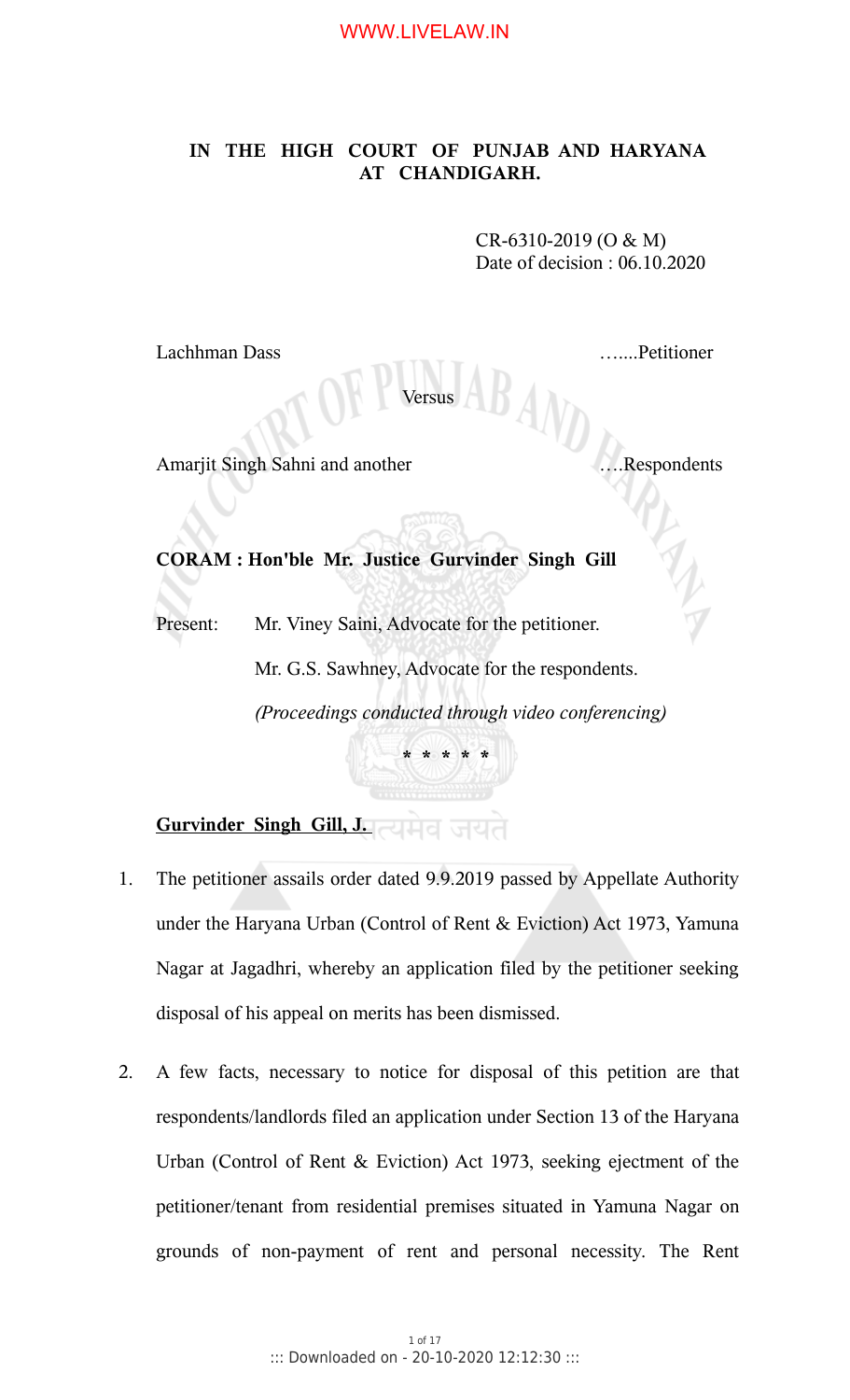**IN THE HIGH COURT OF PUNJAB AND HARYANA AT CHANDIGARH.**

CR-6310-2019 (O & M)
Date of decision : 06.10.2020

Lachhman Dass …....Petitioner

Versus

Amarjit Singh Sahni and another ….Respondents

**CORAM : Hon'ble Mr. Justice Gurvinder Singh Gill**

Present: Mr. Viney Saini, Advocate for the petitioner.

Mr. G.S. Sawhney, Advocate for the respondents.

*(Proceedings conducted through video conferencing)*

**\* \* \* \* \***

**<u>Gurvinder Singh Gill, J.</u>**

1. The petitioner assails order dated 9.9.2019 passed by Appellate Authority under the Haryana Urban (Control of Rent & Eviction) Act 1973, Yamuna Nagar at Jagadhri, whereby an application filed by the petitioner seeking disposal of his appeal on merits has been dismissed.

2. A few facts, necessary to notice for disposal of this petition are that respondents/landlords filed an application under Section 13 of the Haryana Urban (Control of Rent & Eviction) Act 1973, seeking ejectment of the petitioner/tenant from residential premises situated in Yamuna Nagar on grounds of non-payment of rent and personal necessity. The Rent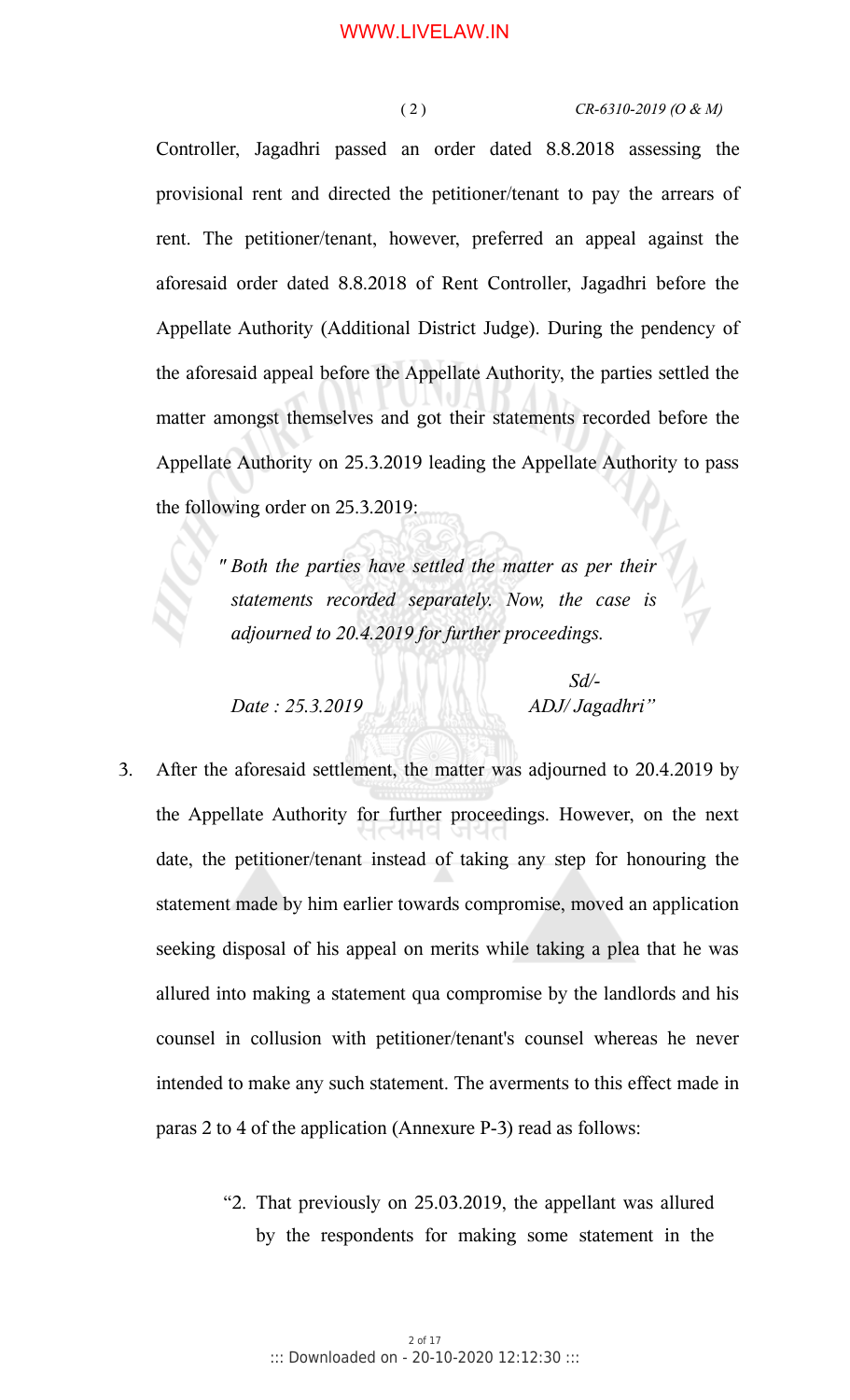Controller, Jagadhri passed an order dated 8.8.2018 assessing the provisional rent and directed the petitioner/tenant to pay the arrears of rent. The petitioner/tenant, however, preferred an appeal against the aforesaid order dated 8.8.2018 of Rent Controller, Jagadhri before the Appellate Authority (Additional District Judge). During the pendency of the aforesaid appeal before the Appellate Authority, the parties settled the matter amongst themselves and got their statements recorded before the Appellate Authority on 25.3.2019 leading the Appellate Authority to pass the following order on 25.3.2019:

> *" Both the parties have settled the matter as per their statements recorded separately. Now, the case is adjourned to 20.4.2019 for further proceedings.*
>
> *Sd/-*
>
> *Date : 25.3.2019 ADJ/ Jagadhri"*

3. After the aforesaid settlement, the matter was adjourned to 20.4.2019 by the Appellate Authority for further proceedings. However, on the next date, the petitioner/tenant instead of taking any step for honouring the statement made by him earlier towards compromise, moved an application seeking disposal of his appeal on merits while taking a plea that he was allured into making a statement qua compromise by the landlords and his counsel in collusion with petitioner/tenant's counsel whereas he never intended to make any such statement. The averments to this effect made in paras 2 to 4 of the application (Annexure P-3) read as follows:

> "2. That previously on 25.03.2019, the appellant was allured by the respondents for making some statement in the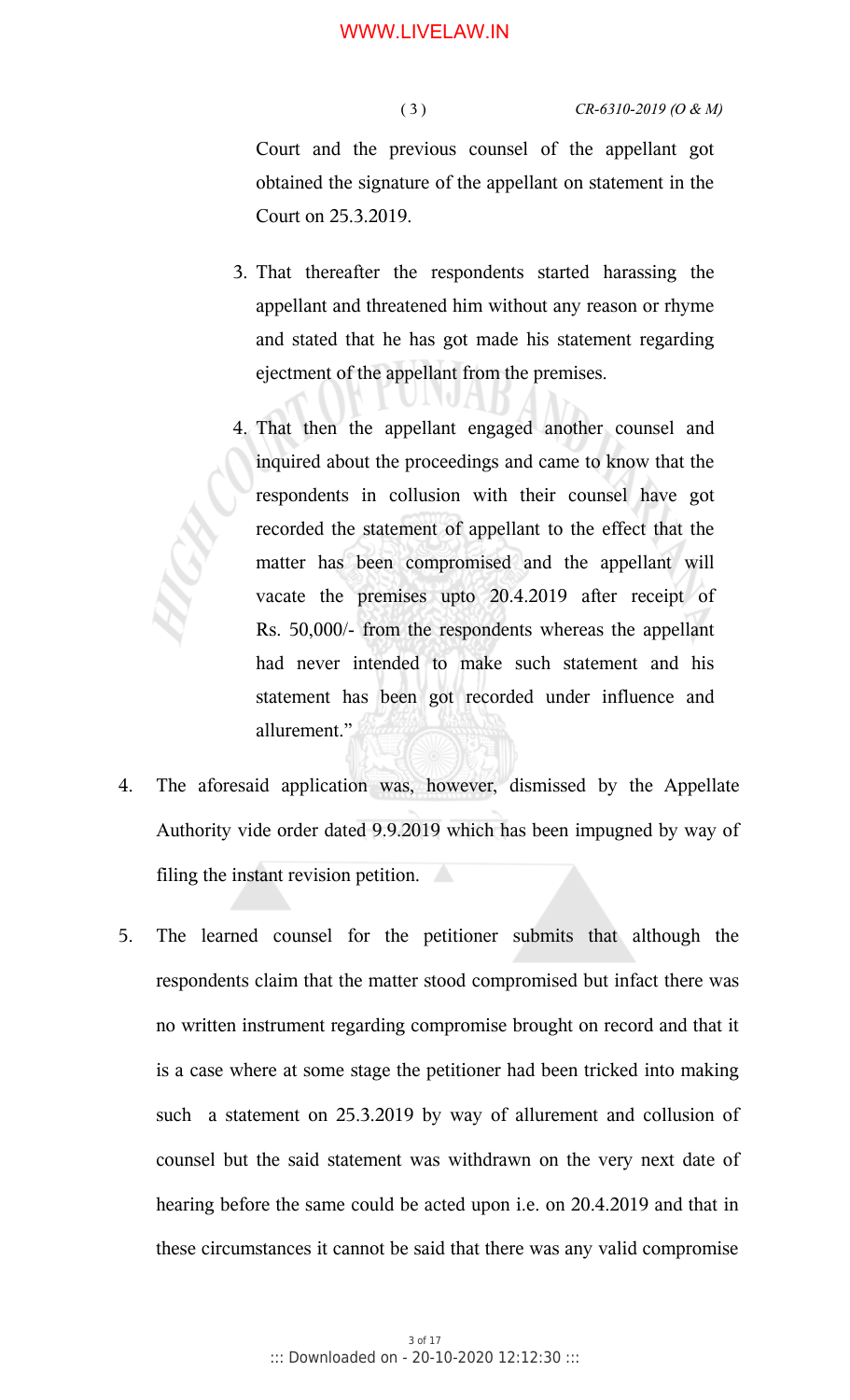Court and the previous counsel of the appellant got obtained the signature of the appellant on statement in the Court on 25.3.2019.

3. That thereafter the respondents started harassing the appellant and threatened him without any reason or rhyme and stated that he has got made his statement regarding ejectment of the appellant from the premises.

4. That then the appellant engaged another counsel and inquired about the proceedings and came to know that the respondents in collusion with their counsel have got recorded the statement of appellant to the effect that the matter has been compromised and the appellant will vacate the premises upto 20.4.2019 after receipt of Rs. 50,000/- from the respondents whereas the appellant had never intended to make such statement and his statement has been got recorded under influence and allurement."

4. The aforesaid application was, however, dismissed by the Appellate Authority vide order dated 9.9.2019 which has been impugned by way of filing the instant revision petition.

5. The learned counsel for the petitioner submits that although the respondents claim that the matter stood compromised but infact there was no written instrument regarding compromise brought on record and that it is a case where at some stage the petitioner had been tricked into making such a statement on 25.3.2019 by way of allurement and collusion of counsel but the said statement was withdrawn on the very next date of hearing before the same could be acted upon i.e. on 20.4.2019 and that in these circumstances it cannot be said that there was any valid compromise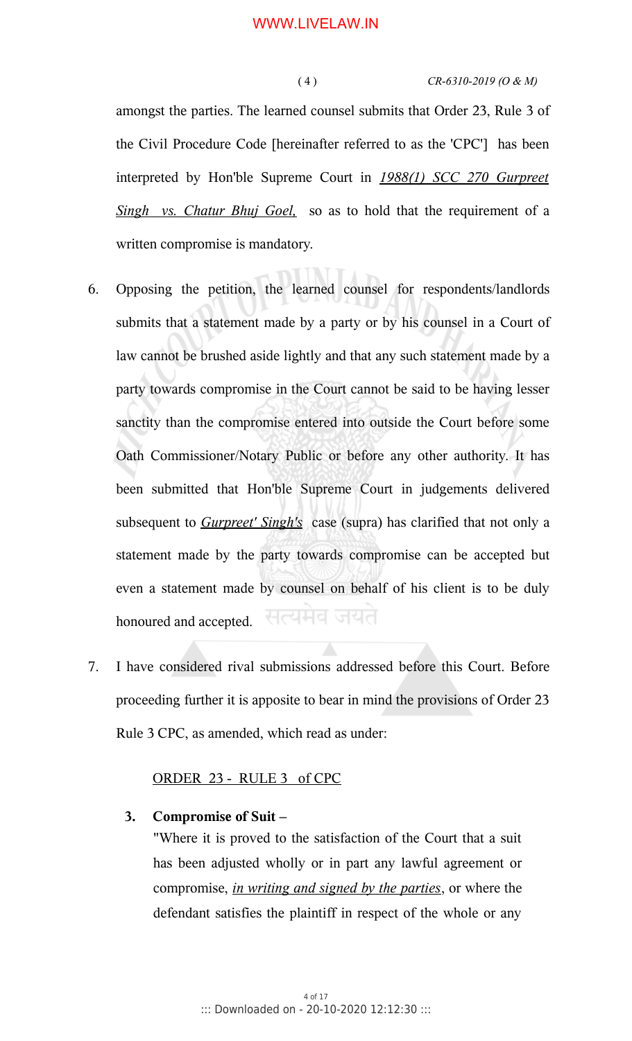amongst the parties. The learned counsel submits that Order 23, Rule 3 of the Civil Procedure Code [hereinafter referred to as the 'CPC'] has been interpreted by Hon'ble Supreme Court in *1988(1) SCC 270 Gurpreet Singh vs. Chatur Bhuj Goel,* so as to hold that the requirement of a written compromise is mandatory.

6. Opposing the petition, the learned counsel for respondents/landlords submits that a statement made by a party or by his counsel in a Court of law cannot be brushed aside lightly and that any such statement made by a party towards compromise in the Court cannot be said to be having lesser sanctity than the compromise entered into outside the Court before some Oath Commissioner/Notary Public or before any other authority. It has been submitted that Hon'ble Supreme Court in judgements delivered subsequent to *Gurpreet' Singh's* case (supra) has clarified that not only a statement made by the party towards compromise can be accepted but even a statement made by counsel on behalf of his client is to be duly honoured and accepted.

7. I have considered rival submissions addressed before this Court. Before proceeding further it is apposite to bear in mind the provisions of Order 23 Rule 3 CPC, as amended, which read as under:

ORDER 23 - RULE 3 of CPC

> **3. Compromise of Suit –**
>
> "Where it is proved to the satisfaction of the Court that a suit has been adjusted wholly or in part any lawful agreement or compromise, *in writing and signed by the parties*, or where the defendant satisfies the plaintiff in respect of the whole or any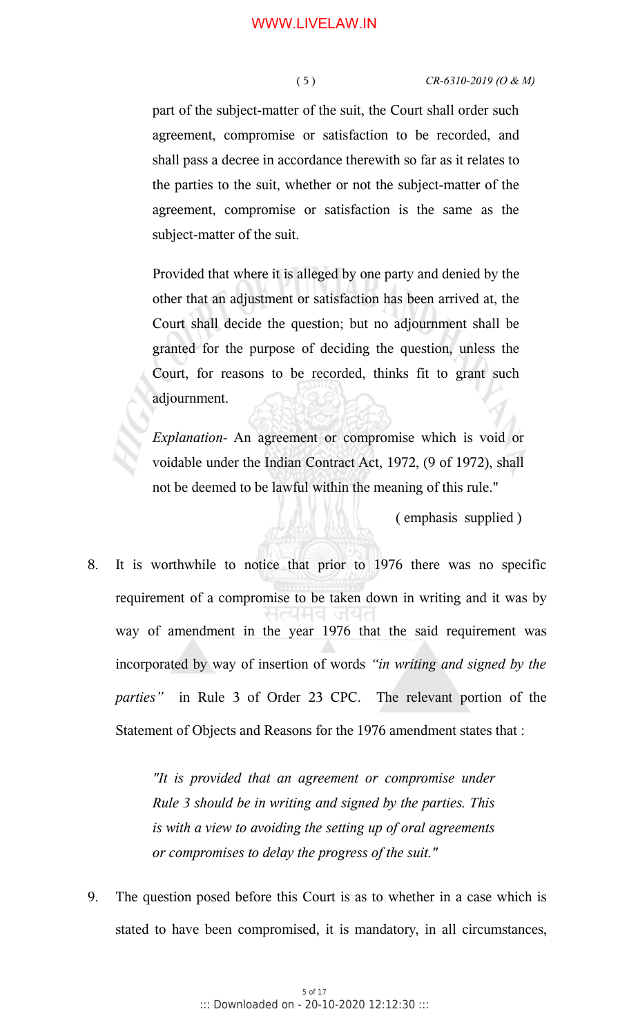part of the subject-matter of the suit, the Court shall order such agreement, compromise or satisfaction to be recorded, and shall pass a decree in accordance therewith so far as it relates to the parties to the suit, whether or not the subject-matter of the agreement, compromise or satisfaction is the same as the subject-matter of the suit.

Provided that where it is alleged by one party and denied by the other that an adjustment or satisfaction has been arrived at, the Court shall decide the question; but no adjournment shall be granted for the purpose of deciding the question, unless the Court, for reasons to be recorded, thinks fit to grant such adjournment.

*Explanation*- An agreement or compromise which is void or voidable under the Indian Contract Act, 1972, (9 of 1972), shall not be deemed to be lawful within the meaning of this rule."

( emphasis supplied )

8. It is worthwhile to notice that prior to 1976 there was no specific requirement of a compromise to be taken down in writing and it was by way of amendment in the year 1976 that the said requirement was incorporated by way of insertion of words *"in writing and signed by the parties"* in Rule 3 of Order 23 CPC. The relevant portion of the Statement of Objects and Reasons for the 1976 amendment states that :

> *"It is provided that an agreement or compromise under Rule 3 should be in writing and signed by the parties. This is with a view to avoiding the setting up of oral agreements or compromises to delay the progress of the suit."*

9. The question posed before this Court is as to whether in a case which is stated to have been compromised, it is mandatory, in all circumstances,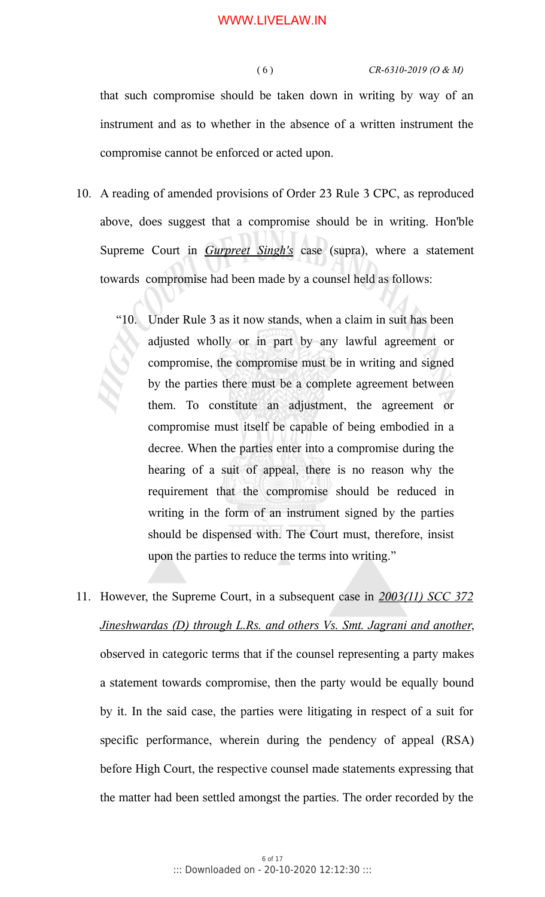that such compromise should be taken down in writing by way of an instrument and as to whether in the absence of a written instrument the compromise cannot be enforced or acted upon.

10. A reading of amended provisions of Order 23 Rule 3 CPC, as reproduced above, does suggest that a compromise should be in writing. Hon'ble Supreme Court in ***Gurpreet Singh's*** case (supra), where a statement towards compromise had been made by a counsel held as follows:

> "10. Under Rule 3 as it now stands, when a claim in suit has been adjusted wholly or in part by any lawful agreement or compromise, the compromise must be in writing and signed by the parties there must be a complete agreement between them. To constitute an adjustment, the agreement or compromise must itself be capable of being embodied in a decree. When the parties enter into a compromise during the hearing of a suit of appeal, there is no reason why the requirement that the compromise should be reduced in writing in the form of an instrument signed by the parties should be dispensed with. The Court must, therefore, insist upon the parties to reduce the terms into writing."

11. However, the Supreme Court, in a subsequent case in *2003(11) SCC 372 Jineshwardas (D) through L.Rs. and others Vs. Smt. Jagrani and another*, observed in categoric terms that if the counsel representing a party makes a statement towards compromise, then the party would be equally bound by it. In the said case, the parties were litigating in respect of a suit for specific performance, wherein during the pendency of appeal (RSA) before High Court, the respective counsel made statements expressing that the matter had been settled amongst the parties. The order recorded by the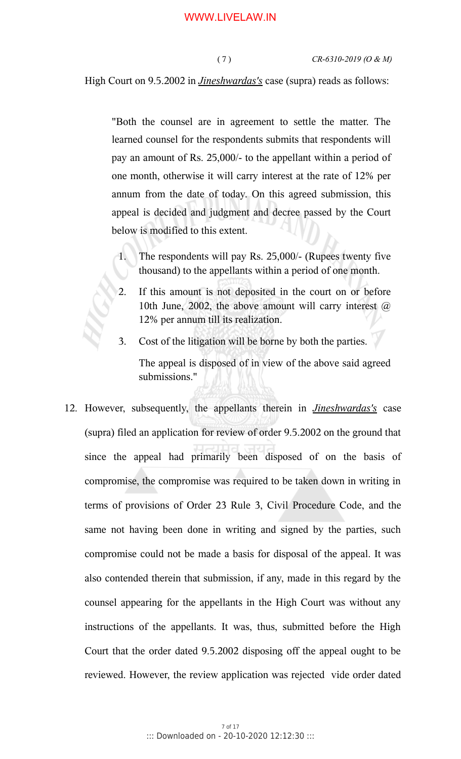High Court on 9.5.2002 in ***Jineshwardas's*** case (supra) reads as follows:

> "Both the counsel are in agreement to settle the matter. The learned counsel for the respondents submits that respondents will pay an amount of Rs. 25,000/- to the appellant within a period of one month, otherwise it will carry interest at the rate of 12% per annum from the date of today. On this agreed submission, this appeal is decided and judgment and decree passed by the Court below is modified to this extent.
>
> 1. The respondents will pay Rs. 25,000/- (Rupees twenty five thousand) to the appellants within a period of one month.
> 2. If this amount is not deposited in the court on or before 10th June, 2002, the above amount will carry interest @ 12% per annum till its realization.
> 3. Cost of the litigation will be borne by both the parties.
>
> The appeal is disposed of in view of the above said agreed submissions."

12. However, subsequently, the appellants therein in ***Jineshwardas's*** case (supra) filed an application for review of order 9.5.2002 on the ground that since the appeal had primarily been disposed of on the basis of compromise, the compromise was required to be taken down in writing in terms of provisions of Order 23 Rule 3, Civil Procedure Code, and the same not having been done in writing and signed by the parties, such compromise could not be made a basis for disposal of the appeal. It was also contended therein that submission, if any, made in this regard by the counsel appearing for the appellants in the High Court was without any instructions of the appellants. It was, thus, submitted before the High Court that the order dated 9.5.2002 disposing off the appeal ought to be reviewed. However, the review application was rejected vide order dated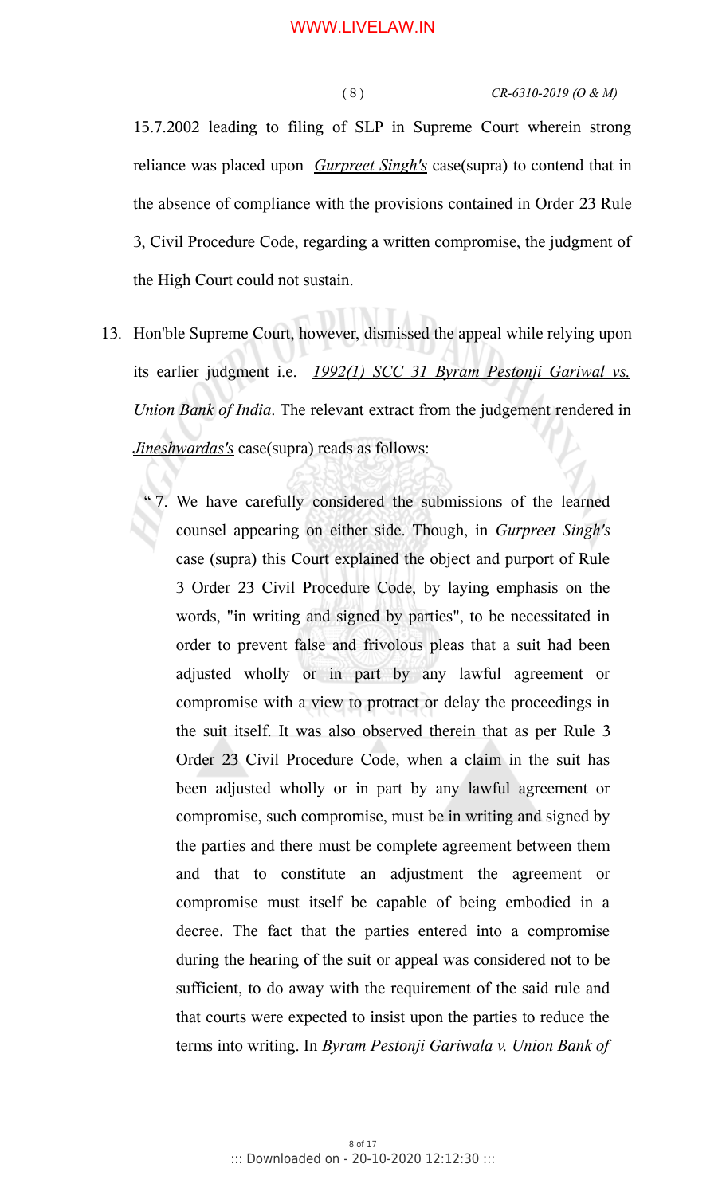15.7.2002 leading to filing of SLP in Supreme Court wherein strong reliance was placed upon *Gurpreet Singh's* case(supra) to contend that in the absence of compliance with the provisions contained in Order 23 Rule 3, Civil Procedure Code, regarding a written compromise, the judgment of the High Court could not sustain.

13. Hon'ble Supreme Court, however, dismissed the appeal while relying upon its earlier judgment i.e. *1992(1) SCC 31 Byram Pestonji Gariwal vs. Union Bank of India*. The relevant extract from the judgement rendered in *Jineshwardas's* case(supra) reads as follows:

> " 7. We have carefully considered the submissions of the learned counsel appearing on either side. Though, in *Gurpreet Singh's* case (supra) this Court explained the object and purport of Rule 3 Order 23 Civil Procedure Code, by laying emphasis on the words, "in writing and signed by parties", to be necessitated in order to prevent false and frivolous pleas that a suit had been adjusted wholly or in part by any lawful agreement or compromise with a view to protract or delay the proceedings in the suit itself. It was also observed therein that as per Rule 3 Order 23 Civil Procedure Code, when a claim in the suit has been adjusted wholly or in part by any lawful agreement or compromise, such compromise, must be in writing and signed by the parties and there must be complete agreement between them and that to constitute an adjustment the agreement or compromise must itself be capable of being embodied in a decree. The fact that the parties entered into a compromise during the hearing of the suit or appeal was considered not to be sufficient, to do away with the requirement of the said rule and that courts were expected to insist upon the parties to reduce the terms into writing. In *Byram Pestonji Gariwala v. Union Bank of*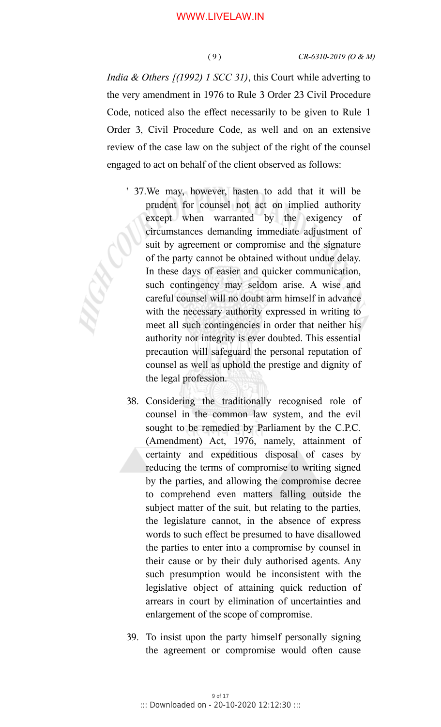*India & Others [(1992) 1 SCC 31)*, this Court while adverting to the very amendment in 1976 to Rule 3 Order 23 Civil Procedure Code, noticed also the effect necessarily to be given to Rule 1 Order 3, Civil Procedure Code, as well and on an extensive review of the case law on the subject of the right of the counsel engaged to act on behalf of the client observed as follows:

> ' 37.We may, however, hasten to add that it will be prudent for counsel not act on implied authority except when warranted by the exigency of circumstances demanding immediate adjustment of suit by agreement or compromise and the signature of the party cannot be obtained without undue delay. In these days of easier and quicker communication, such contingency may seldom arise. A wise and careful counsel will no doubt arm himself in advance with the necessary authority expressed in writing to meet all such contingencies in order that neither his authority nor integrity is ever doubted. This essential precaution will safeguard the personal reputation of counsel as well as uphold the prestige and dignity of the legal profession.
>
> 38. Considering the traditionally recognised role of counsel in the common law system, and the evil sought to be remedied by Parliament by the C.P.C. (Amendment) Act, 1976, namely, attainment of certainty and expeditious disposal of cases by reducing the terms of compromise to writing signed by the parties, and allowing the compromise decree to comprehend even matters falling outside the subject matter of the suit, but relating to the parties, the legislature cannot, in the absence of express words to such effect be presumed to have disallowed the parties to enter into a compromise by counsel in their cause or by their duly authorised agents. Any such presumption would be inconsistent with the legislative object of attaining quick reduction of arrears in court by elimination of uncertainties and enlargement of the scope of compromise.
>
> 39. To insist upon the party himself personally signing the agreement or compromise would often cause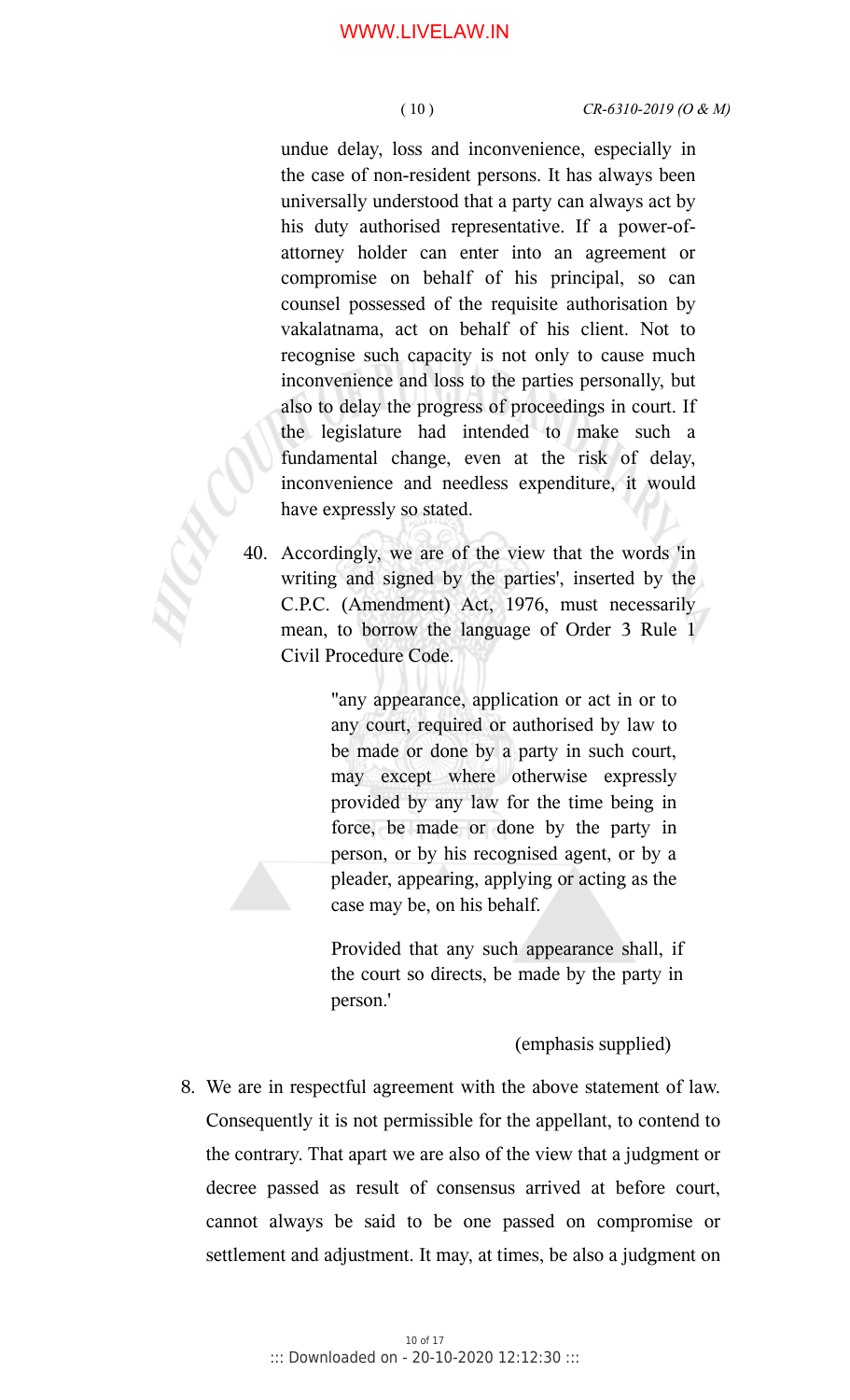> undue delay, loss and inconvenience, especially in the case of non-resident persons. It has always been universally understood that a party can always act by his duty authorised representative. If a power-of-attorney holder can enter into an agreement or compromise on behalf of his principal, so can counsel possessed of the requisite authorisation by vakalatnama, act on behalf of his client. Not to recognise such capacity is not only to cause much inconvenience and loss to the parties personally, but also to delay the progress of proceedings in court. If the legislature had intended to make such a fundamental change, even at the risk of delay, inconvenience and needless expenditure, it would have expressly so stated.
>
> 40. Accordingly, we are of the view that the words 'in writing and signed by the parties', inserted by the C.P.C. (Amendment) Act, 1976, must necessarily mean, to borrow the language of Order 3 Rule 1 Civil Procedure Code.
>
> > "any appearance, application or act in or to any court, required or authorised by law to be made or done by a party in such court, may except where otherwise expressly provided by any law for the time being in force, be made or done by the party in person, or by his recognised agent, or by a pleader, appearing, applying or acting as the case may be, on his behalf.
> >
> > Provided that any such appearance shall, if the court so directs, be made by the party in person.'
>
> (emphasis supplied)

8. We are in respectful agreement with the above statement of law. Consequently it is not permissible for the appellant, to contend to the contrary. That apart we are also of the view that a judgment or decree passed as result of consensus arrived at before court, cannot always be said to be one passed on compromise or settlement and adjustment. It may, at times, be also a judgment on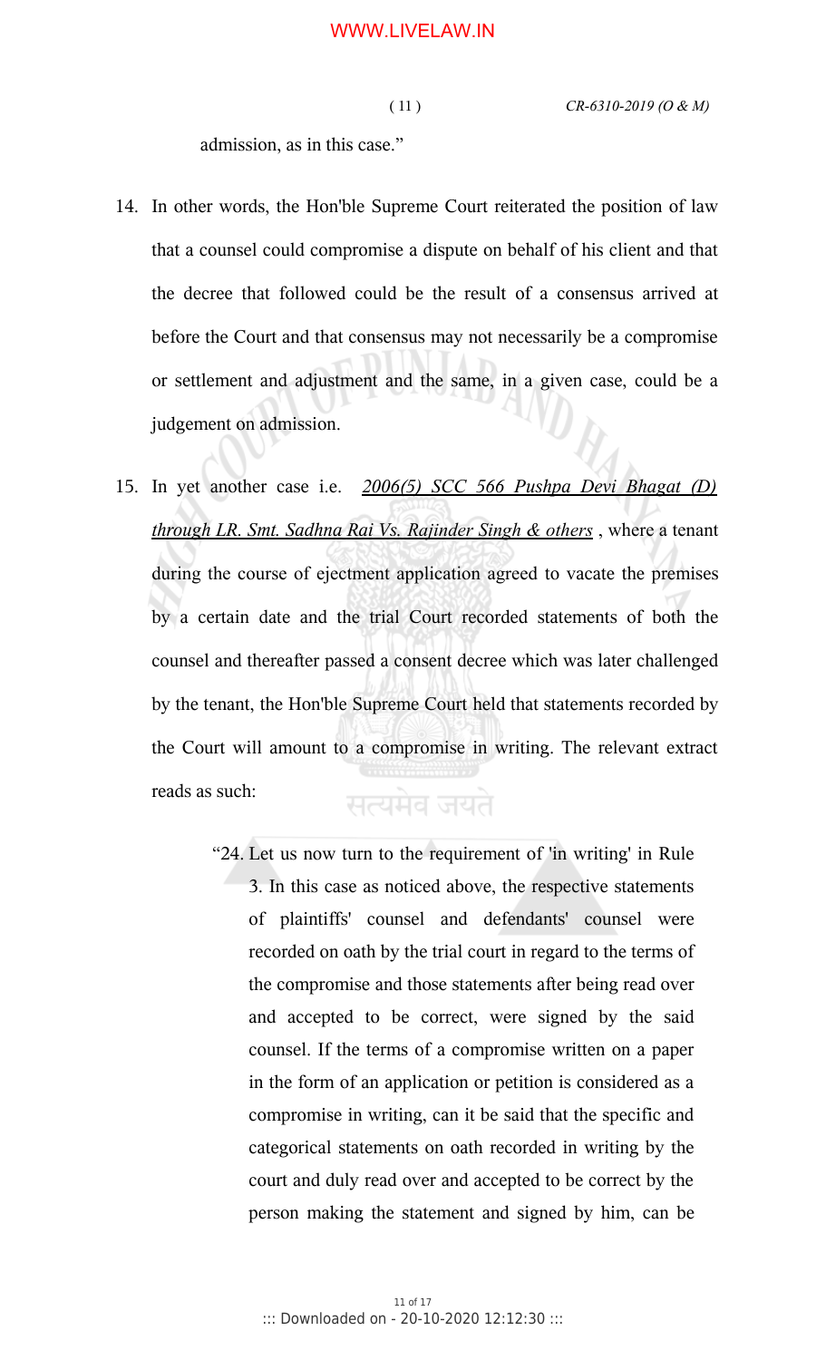admission, as in this case."

14. In other words, the Hon'ble Supreme Court reiterated the position of law that a counsel could compromise a dispute on behalf of his client and that the decree that followed could be the result of a consensus arrived at before the Court and that consensus may not necessarily be a compromise or settlement and adjustment and the same, in a given case, could be a judgement on admission.

15. In yet another case i.e. *2006(5) SCC 566 Pushpa Devi Bhagat (D) through LR. Smt. Sadhna Rai Vs. Rajinder Singh & others*, where a tenant during the course of ejectment application agreed to vacate the premises by a certain date and the trial Court recorded statements of both the counsel and thereafter passed a consent decree which was later challenged by the tenant, the Hon'ble Supreme Court held that statements recorded by the Court will amount to a compromise in writing. The relevant extract reads as such:

> "24. Let us now turn to the requirement of 'in writing' in Rule 3. In this case as noticed above, the respective statements of plaintiffs' counsel and defendants' counsel were recorded on oath by the trial court in regard to the terms of the compromise and those statements after being read over and accepted to be correct, were signed by the said counsel. If the terms of a compromise written on a paper in the form of an application or petition is considered as a compromise in writing, can it be said that the specific and categorical statements on oath recorded in writing by the court and duly read over and accepted to be correct by the person making the statement and signed by him, can be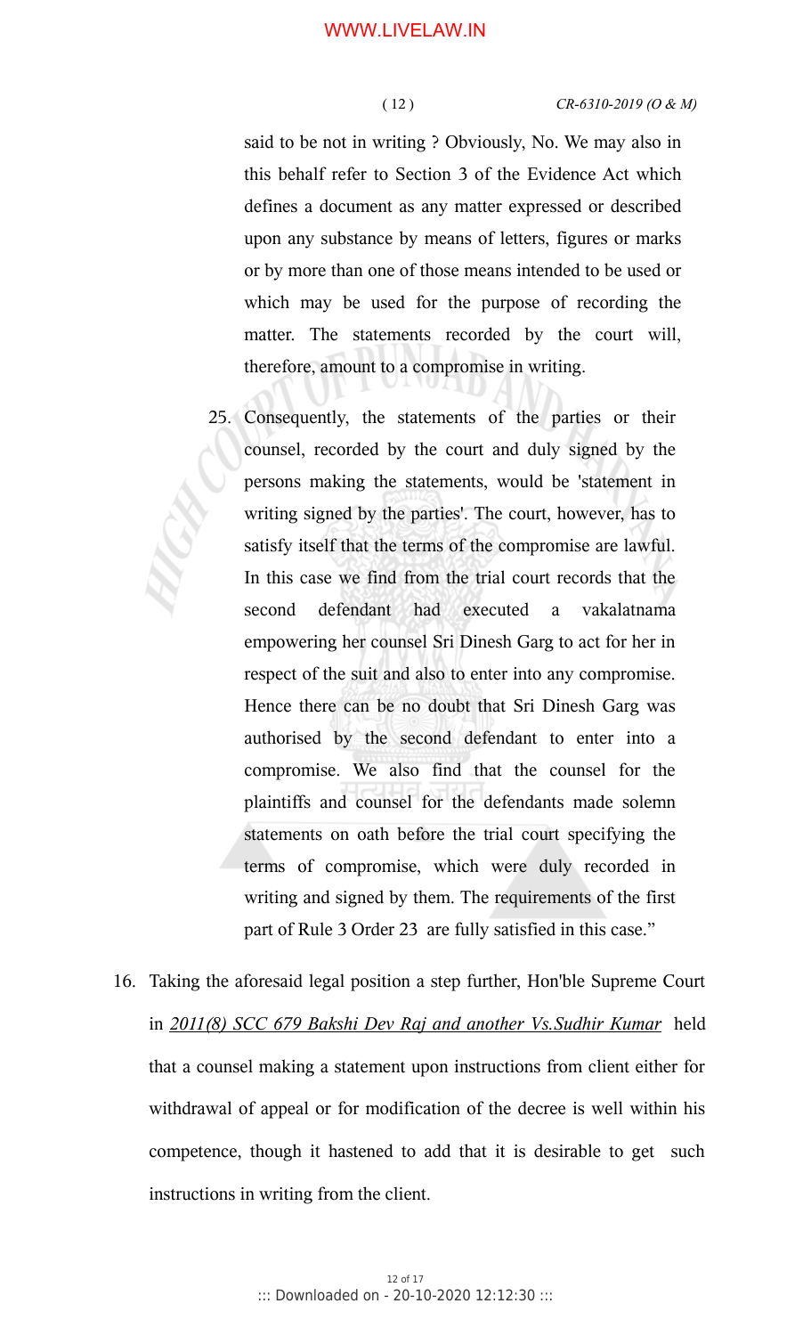said to be not in writing ? Obviously, No. We may also in this behalf refer to Section 3 of the Evidence Act which defines a document as any matter expressed or described upon any substance by means of letters, figures or marks or by more than one of those means intended to be used or which may be used for the purpose of recording the matter. The statements recorded by the court will, therefore, amount to a compromise in writing.

> 25. Consequently, the statements of the parties or their counsel, recorded by the court and duly signed by the persons making the statements, would be 'statement in writing signed by the parties'. The court, however, has to satisfy itself that the terms of the compromise are lawful. In this case we find from the trial court records that the second defendant had executed a vakalatnama empowering her counsel Sri Dinesh Garg to act for her in respect of the suit and also to enter into any compromise. Hence there can be no doubt that Sri Dinesh Garg was authorised by the second defendant to enter into a compromise. We also find that the counsel for the plaintiffs and counsel for the defendants made solemn statements on oath before the trial court specifying the terms of compromise, which were duly recorded in writing and signed by them. The requirements of the first part of Rule 3 Order 23 are fully satisfied in this case."

16. Taking the aforesaid legal position a step further, Hon'ble Supreme Court in *2011(8) SCC 679 Bakshi Dev Raj and another Vs.Sudhir Kumar* held that a counsel making a statement upon instructions from client either for withdrawal of appeal or for modification of the decree is well within his competence, though it hastened to add that it is desirable to get such instructions in writing from the client.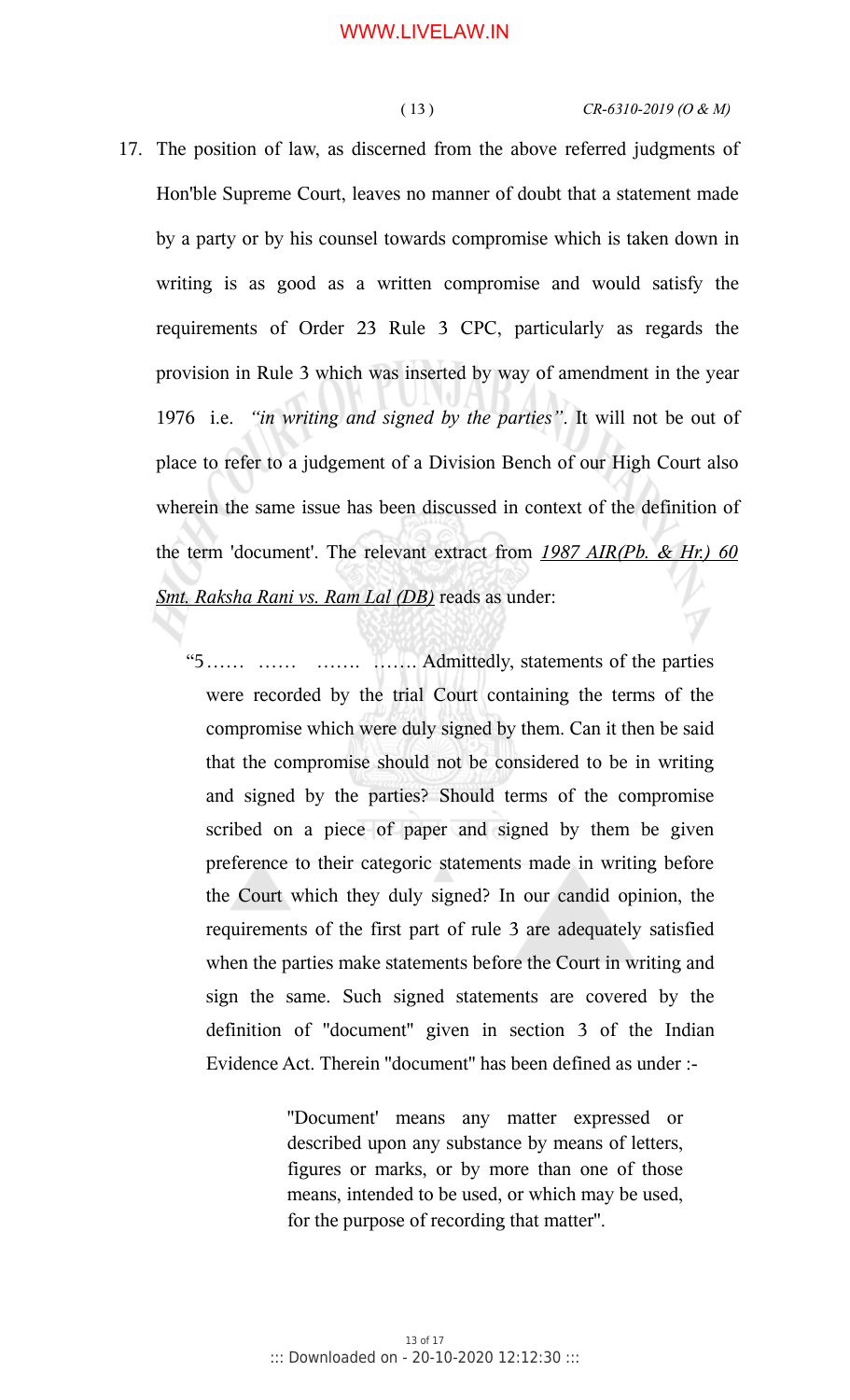17. The position of law, as discerned from the above referred judgments of Hon'ble Supreme Court, leaves no manner of doubt that a statement made by a party or by his counsel towards compromise which is taken down in writing is as good as a written compromise and would satisfy the requirements of Order 23 Rule 3 CPC, particularly as regards the provision in Rule 3 which was inserted by way of amendment in the year 1976 i.e. *"in writing and signed by the parties"*. It will not be out of place to refer to a judgement of a Division Bench of our High Court also wherein the same issue has been discussed in context of the definition of the term 'document'. The relevant extract from ***1987 AIR(Pb. & Hr.) 60 Smt. Raksha Rani vs. Ram Lal (DB)*** reads as under:

> "5…… …… ……. ……. Admittedly, statements of the parties were recorded by the trial Court containing the terms of the compromise which were duly signed by them. Can it then be said that the compromise should not be considered to be in writing and signed by the parties? Should terms of the compromise scribed on a piece of paper and signed by them be given preference to their categoric statements made in writing before the Court which they duly signed? In our candid opinion, the requirements of the first part of rule 3 are adequately satisfied when the parties make statements before the Court in writing and sign the same. Such signed statements are covered by the definition of "document" given in section 3 of the Indian Evidence Act. Therein "document" has been defined as under :-
>
> > "Document' means any matter expressed or described upon any substance by means of letters, figures or marks, or by more than one of those means, intended to be used, or which may be used, for the purpose of recording that matter".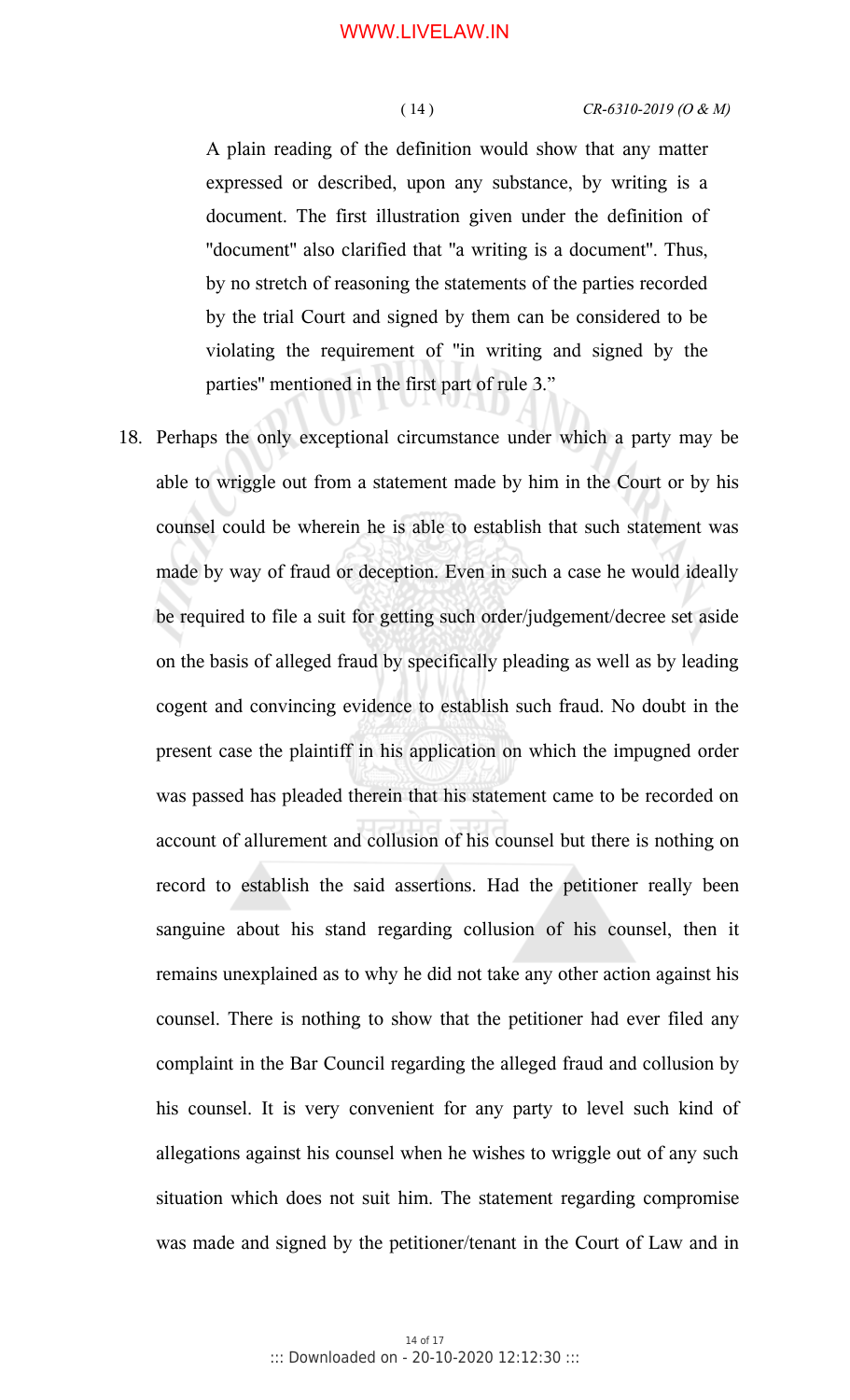A plain reading of the definition would show that any matter expressed or described, upon any substance, by writing is a document. The first illustration given under the definition of "document" also clarified that "a writing is a document". Thus, by no stretch of reasoning the statements of the parties recorded by the trial Court and signed by them can be considered to be violating the requirement of "in writing and signed by the parties" mentioned in the first part of rule 3."

18. Perhaps the only exceptional circumstance under which a party may be able to wriggle out from a statement made by him in the Court or by his counsel could be wherein he is able to establish that such statement was made by way of fraud or deception. Even in such a case he would ideally be required to file a suit for getting such order/judgement/decree set aside on the basis of alleged fraud by specifically pleading as well as by leading cogent and convincing evidence to establish such fraud. No doubt in the present case the plaintiff in his application on which the impugned order was passed has pleaded therein that his statement came to be recorded on account of allurement and collusion of his counsel but there is nothing on record to establish the said assertions. Had the petitioner really been sanguine about his stand regarding collusion of his counsel, then it remains unexplained as to why he did not take any other action against his counsel. There is nothing to show that the petitioner had ever filed any complaint in the Bar Council regarding the alleged fraud and collusion by his counsel. It is very convenient for any party to level such kind of allegations against his counsel when he wishes to wriggle out of any such situation which does not suit him. The statement regarding compromise was made and signed by the petitioner/tenant in the Court of Law and in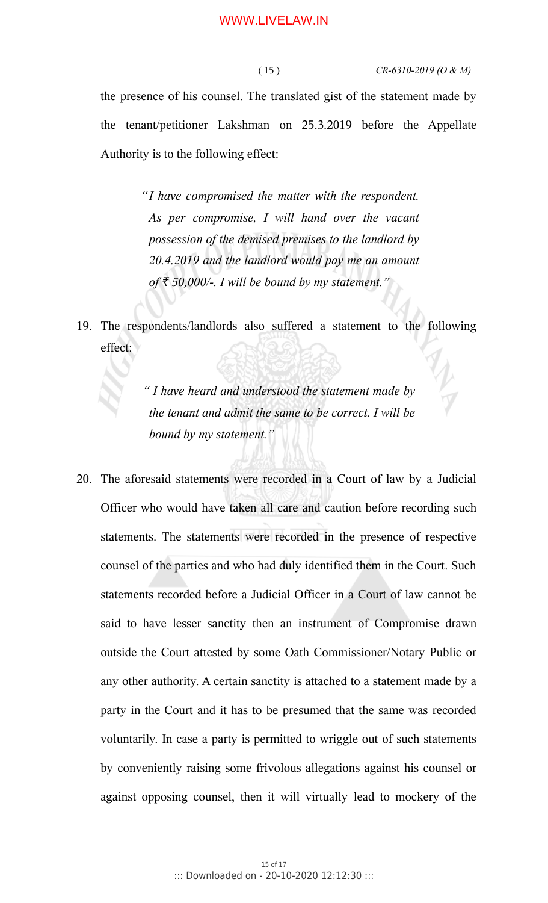the presence of his counsel. The translated gist of the statement made by the tenant/petitioner Lakshman on 25.3.2019 before the Appellate Authority is to the following effect:

> *"I have compromised the matter with the respondent. As per compromise, I will hand over the vacant possession of the demised premises to the landlord by 20.4.2019 and the landlord would pay me an amount of ₹ 50,000/-. I will be bound by my statement."*

19. The respondents/landlords also suffered a statement to the following effect:

> *" I have heard and understood the statement made by the tenant and admit the same to be correct. I will be bound by my statement."*

20. The aforesaid statements were recorded in a Court of law by a Judicial Officer who would have taken all care and caution before recording such statements. The statements were recorded in the presence of respective counsel of the parties and who had duly identified them in the Court. Such statements recorded before a Judicial Officer in a Court of law cannot be said to have lesser sanctity then an instrument of Compromise drawn outside the Court attested by some Oath Commissioner/Notary Public or any other authority. A certain sanctity is attached to a statement made by a party in the Court and it has to be presumed that the same was recorded voluntarily. In case a party is permitted to wriggle out of such statements by conveniently raising some frivolous allegations against his counsel or against opposing counsel, then it will virtually lead to mockery of the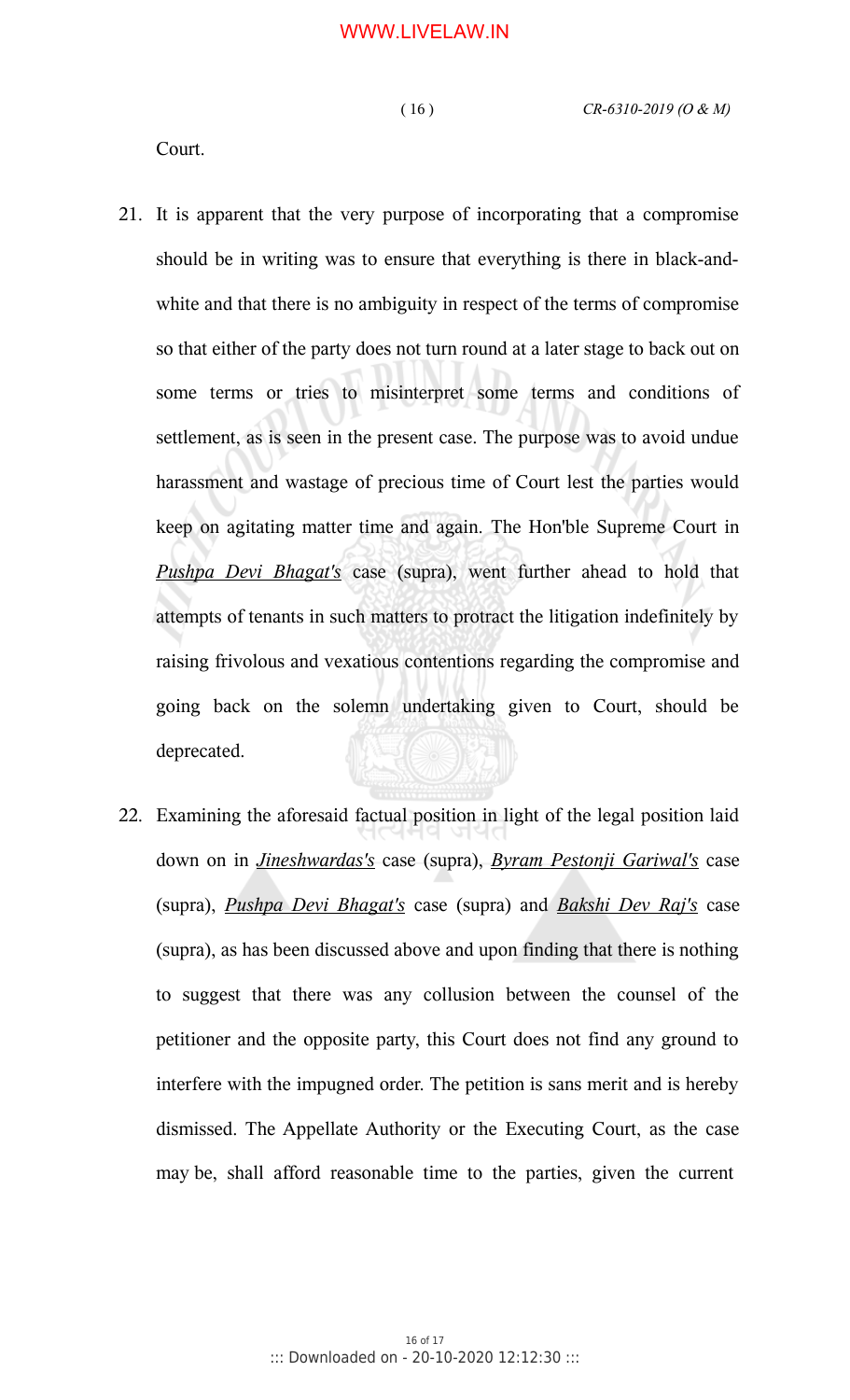Court.

21. It is apparent that the very purpose of incorporating that a compromise should be in writing was to ensure that everything is there in black-and-white and that there is no ambiguity in respect of the terms of compromise so that either of the party does not turn round at a later stage to back out on some terms or tries to misinterpret some terms and conditions of settlement, as is seen in the present case. The purpose was to avoid undue harassment and wastage of precious time of Court lest the parties would keep on agitating matter time and again. The Hon'ble Supreme Court in ***Pushpa Devi Bhagat's*** case (supra), went further ahead to hold that attempts of tenants in such matters to protract the litigation indefinitely by raising frivolous and vexatious contentions regarding the compromise and going back on the solemn undertaking given to Court, should be deprecated.

22. Examining the aforesaid factual position in light of the legal position laid down on in ***Jineshwardas's*** case (supra), ***Byram Pestonji Gariwal's*** case (supra), ***Pushpa Devi Bhagat's*** case (supra) and ***Bakshi Dev Raj's*** case (supra), as has been discussed above and upon finding that there is nothing to suggest that there was any collusion between the counsel of the petitioner and the opposite party, this Court does not find any ground to interfere with the impugned order. The petition is sans merit and is hereby dismissed. The Appellate Authority or the Executing Court, as the case may be, shall afford reasonable time to the parties, given the current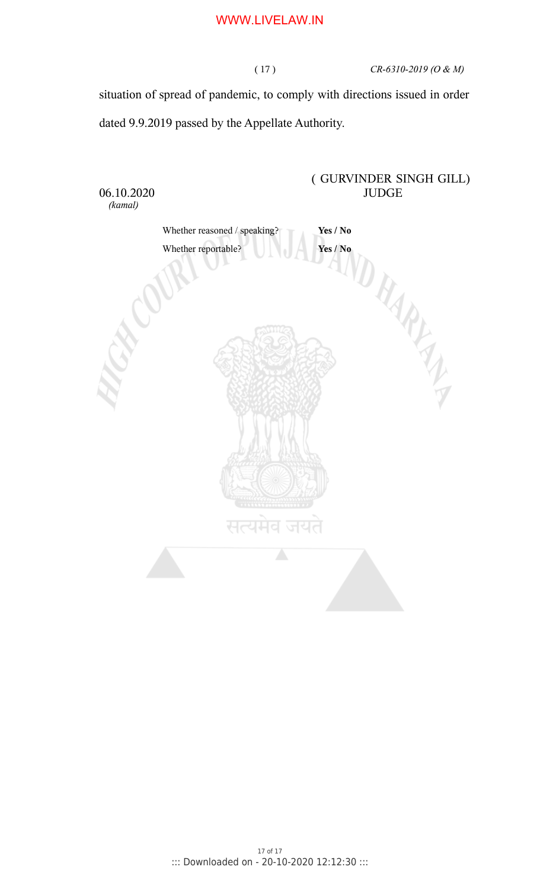situation of spread of pandemic, to comply with directions issued in order dated 9.9.2019 passed by the Appellate Authority.

( GURVINDER SINGH GILL)
JUDGE

06.10.2020
*(kamal)*

Whether reasoned / speaking? **Yes / No**

Whether reportable? **Yes / No**